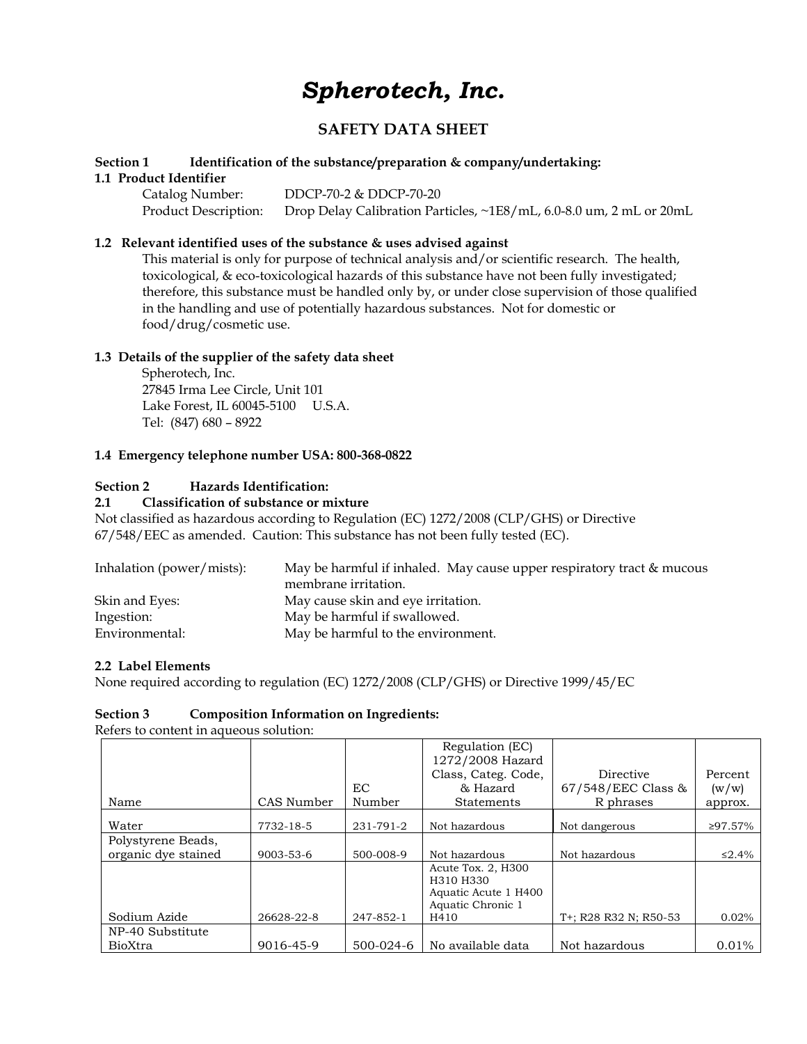# *Spherotech, Inc.*

## SAFETY DATA SHEET

**Section 1 Identification of the substance/preparation & company/undertaking:**

**1.1 Product Identifier**

Catalog Number: DDCP-70-2 & DDCP-70-20

Product Description: Drop Delay Calibration Particles, ~1E8/mL, 6.0-8.0 um, 2 mL or 20mL

**1.2 Relevant identified uses of the substance & uses advised against**

This material is only for purpose of technical analysis and/or scientific research. The health, toxicological, & eco-toxicological hazards of this substance have not been fully investigated; therefore, this substance must be handled only by, or under close supervision of those qualified in the handling and use of potentially hazardous substances. Not for domestic or food/drug/cosmetic use.

**1.3 Details of the supplier of the safety data sheet**

Spherotech, Inc.
27845 Irma Lee Circle, Unit 101
Lake Forest, IL 60045-5100 U.S.A.
Tel: (847) 680 – 8922

**1.4 Emergency telephone number USA: 800-368-0822**

**Section 2 Hazards Identification:**

**2.1 Classification of substance or mixture**

Not classified as hazardous according to Regulation (EC) 1272/2008 (CLP/GHS) or Directive 67/548/EEC as amended. Caution: This substance has not been fully tested (EC).

Inhalation (power/mists): May be harmful if inhaled. May cause upper respiratory tract & mucous membrane irritation.

Skin and Eyes: May cause skin and eye irritation.

Ingestion: May be harmful if swallowed.

Environmental: May be harmful to the environment.

**2.2 Label Elements**

None required according to regulation (EC) 1272/2008 (CLP/GHS) or Directive 1999/45/EC

**Section 3 Composition Information on Ingredients:**

Refers to content in aqueous solution:

| Name | CAS Number | EC Number | Regulation (EC) 1272/2008 Hazard Class, Categ. Code, & Hazard Statements | Directive 67/548/EEC Class & R phrases | Percent (w/w) approx. |
|---|---|---|---|---|---|
| Water | 7732-18-5 | 231-791-2 | Not hazardous | Not dangerous | ≥97.57% |
| Polystyrene Beads, organic dye stained | 9003-53-6 | 500-008-9 | Not hazardous | Not hazardous | ≤2.4% |
| Sodium Azide | 26628-22-8 | 247-852-1 | Acute Tox. 2, H300 H310 H330 Aquatic Acute 1 H400 Aquatic Chronic 1 H410 | T+; R28 R32 N; R50-53 | 0.02% |
| NP-40 Substitute BioXtra | 9016-45-9 | 500-024-6 | No available data | Not hazardous | 0.01% |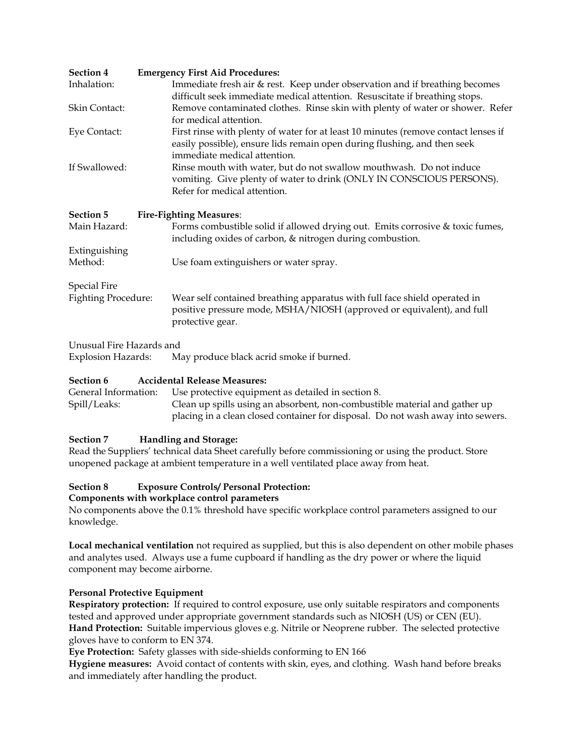**Section 4 Emergency First Aid Procedures:**

| | |
|---|---|
| Inhalation: | Immediate fresh air & rest. Keep under observation and if breathing becomes difficult seek immediate medical attention. Resuscitate if breathing stops. |
| Skin Contact: | Remove contaminated clothes. Rinse skin with plenty of water or shower. Refer for medical attention. |
| Eye Contact: | First rinse with plenty of water for at least 10 minutes (remove contact lenses if easily possible), ensure lids remain open during flushing, and then seek immediate medical attention. |
| If Swallowed: | Rinse mouth with water, but do not swallow mouthwash. Do not induce vomiting. Give plenty of water to drink (ONLY IN CONSCIOUS PERSONS). Refer for medical attention. |

**Section 5 Fire-Fighting Measures**:

| | |
|---|---|
| Main Hazard: | Forms combustible solid if allowed drying out. Emits corrosive & toxic fumes, including oxides of carbon, & nitrogen during combustion. |
| Extinguishing Method: | Use foam extinguishers or water spray. |
| Special Fire Fighting Procedure: | Wear self contained breathing apparatus with full face shield operated in positive pressure mode, MSHA/NIOSH (approved or equivalent), and full protective gear. |
| Unusual Fire Hazards and Explosion Hazards: | May produce black acrid smoke if burned. |

**Section 6 Accidental Release Measures:**

| | |
|---|---|
| General Information: | Use protective equipment as detailed in section 8. |
| Spill/Leaks: | Clean up spills using an absorbent, non-combustible material and gather up placing in a clean closed container for disposal. Do not wash away into sewers. |

**Section 7 Handling and Storage:**

Read the Suppliers' technical data Sheet carefully before commissioning or using the product. Store unopened package at ambient temperature in a well ventilated place away from heat.

**Section 8 Exposure Controls/ Personal Protection:**

**Components with workplace control parameters**

No components above the 0.1% threshold have specific workplace control parameters assigned to our knowledge.

**Local mechanical ventilation** not required as supplied, but this is also dependent on other mobile phases and analytes used. Always use a fume cupboard if handling as the dry power or where the liquid component may become airborne.

**Personal Protective Equipment**

**Respiratory protection:** If required to control exposure, use only suitable respirators and components tested and approved under appropriate government standards such as NIOSH (US) or CEN (EU).

**Hand Protection:** Suitable impervious gloves e.g. Nitrile or Neoprene rubber. The selected protective gloves have to conform to EN 374.

**Eye Protection:** Safety glasses with side-shields conforming to EN 166

**Hygiene measures:** Avoid contact of contents with skin, eyes, and clothing. Wash hand before breaks and immediately after handling the product.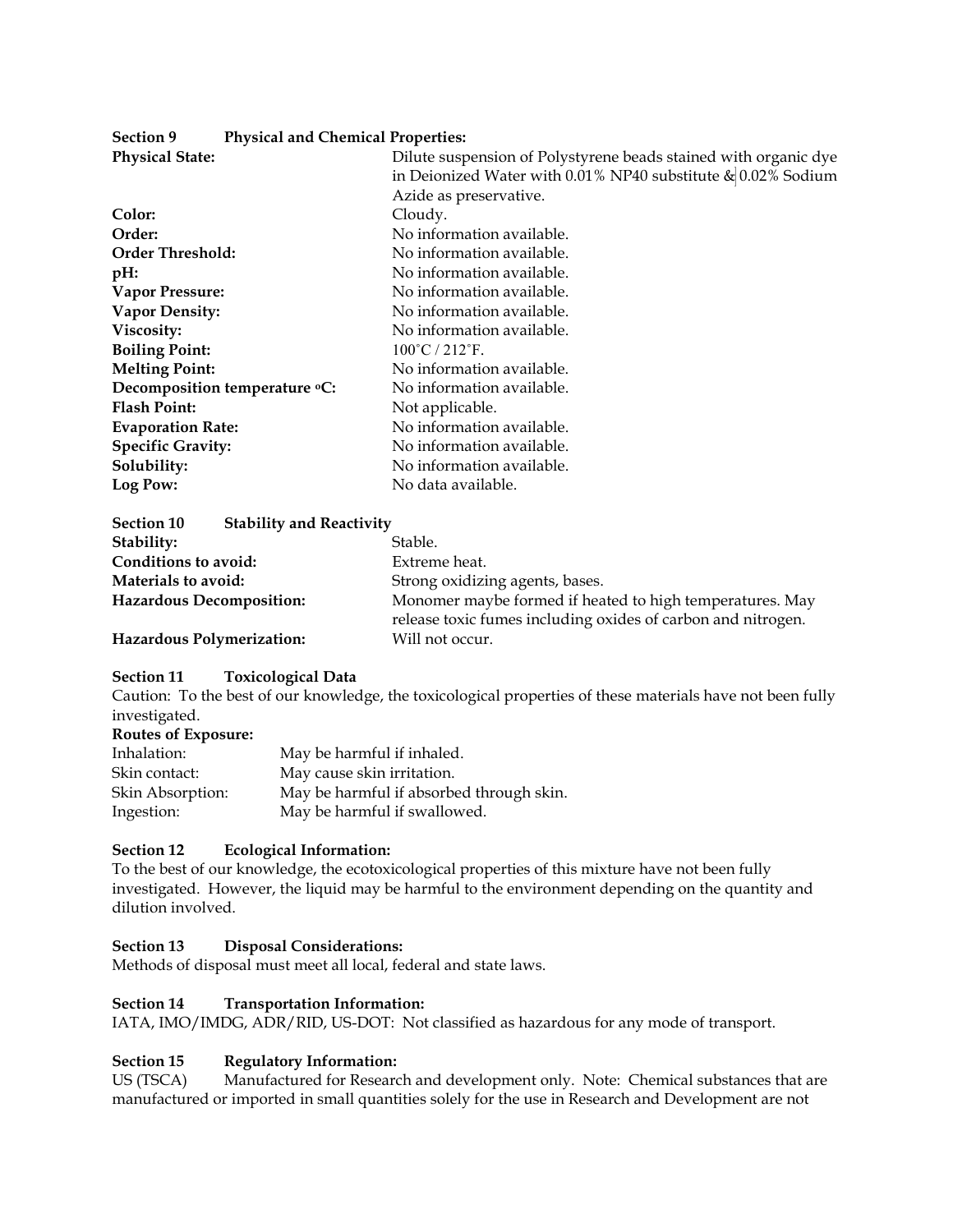**Section 9 Physical and Chemical Properties:**

| | |
|---|---|
| **Physical State:** | Dilute suspension of Polystyrene beads stained with organic dye in Deionized Water with 0.01% NP40 substitute & 0.02% Sodium Azide as preservative. |
| **Color:** | Cloudy. |
| **Order:** | No information available. |
| **Order Threshold:** | No information available. |
| **pH:** | No information available. |
| **Vapor Pressure:** | No information available. |
| **Vapor Density:** | No information available. |
| **Viscosity:** | No information available. |
| **Boiling Point:** | 100˚C / 212˚F. |
| **Melting Point:** | No information available. |
| **Decomposition temperature ºC:** | No information available. |
| **Flash Point:** | Not applicable. |
| **Evaporation Rate:** | No information available. |
| **Specific Gravity:** | No information available. |
| **Solubility:** | No information available. |
| **Log Pow:** | No data available. |

**Section 10 Stability and Reactivity**

| | |
|---|---|
| **Stability:** | Stable. |
| **Conditions to avoid:** | Extreme heat. |
| **Materials to avoid:** | Strong oxidizing agents, bases. |
| **Hazardous Decomposition:** | Monomer maybe formed if heated to high temperatures. May release toxic fumes including oxides of carbon and nitrogen. |
| **Hazardous Polymerization:** | Will not occur. |

**Section 11 Toxicological Data**

Caution: To the best of our knowledge, the toxicological properties of these materials have not been fully investigated.

**Routes of Exposure:**

| | |
|---|---|
| Inhalation: | May be harmful if inhaled. |
| Skin contact: | May cause skin irritation. |
| Skin Absorption: | May be harmful if absorbed through skin. |
| Ingestion: | May be harmful if swallowed. |

**Section 12 Ecological Information:**

To the best of our knowledge, the ecotoxicological properties of this mixture have not been fully investigated. However, the liquid may be harmful to the environment depending on the quantity and dilution involved.

**Section 13 Disposal Considerations:**

Methods of disposal must meet all local, federal and state laws.

**Section 14 Transportation Information:**

IATA, IMO/IMDG, ADR/RID, US-DOT: Not classified as hazardous for any mode of transport.

**Section 15 Regulatory Information:**

US (TSCA) Manufactured for Research and development only. Note: Chemical substances that are manufactured or imported in small quantities solely for the use in Research and Development are not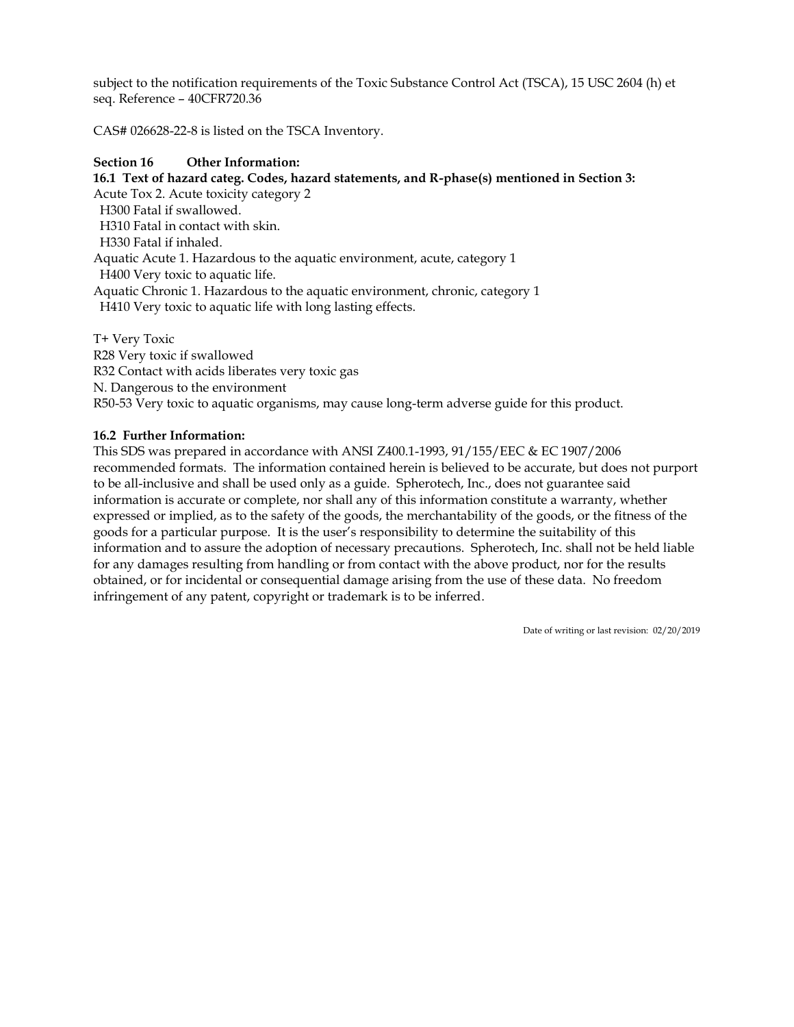subject to the notification requirements of the Toxic Substance Control Act (TSCA), 15 USC 2604 (h) et seq. Reference – 40CFR720.36

CAS# 026628-22-8 is listed on the TSCA Inventory.

**Section 16 Other Information:**

**16.1 Text of hazard categ. Codes, hazard statements, and R-phase(s) mentioned in Section 3:**

Acute Tox 2. Acute toxicity category 2
  H300 Fatal if swallowed.
  H310 Fatal in contact with skin.
  H330 Fatal if inhaled.
Aquatic Acute 1. Hazardous to the aquatic environment, acute, category 1
  H400 Very toxic to aquatic life.
Aquatic Chronic 1. Hazardous to the aquatic environment, chronic, category 1
  H410 Very toxic to aquatic life with long lasting effects.

T+ Very Toxic
R28 Very toxic if swallowed
R32 Contact with acids liberates very toxic gas
N. Dangerous to the environment
R50-53 Very toxic to aquatic organisms, may cause long-term adverse guide for this product.

**16.2 Further Information:**

This SDS was prepared in accordance with ANSI Z400.1-1993, 91/155/EEC & EC 1907/2006 recommended formats. The information contained herein is believed to be accurate, but does not purport to be all-inclusive and shall be used only as a guide. Spherotech, Inc., does not guarantee said information is accurate or complete, nor shall any of this information constitute a warranty, whether expressed or implied, as to the safety of the goods, the merchantability of the goods, or the fitness of the goods for a particular purpose. It is the user's responsibility to determine the suitability of this information and to assure the adoption of necessary precautions. Spherotech, Inc. shall not be held liable for any damages resulting from handling or from contact with the above product, nor for the results obtained, or for incidental or consequential damage arising from the use of these data. No freedom infringement of any patent, copyright or trademark is to be inferred.

Date of writing or last revision: 02/20/2019